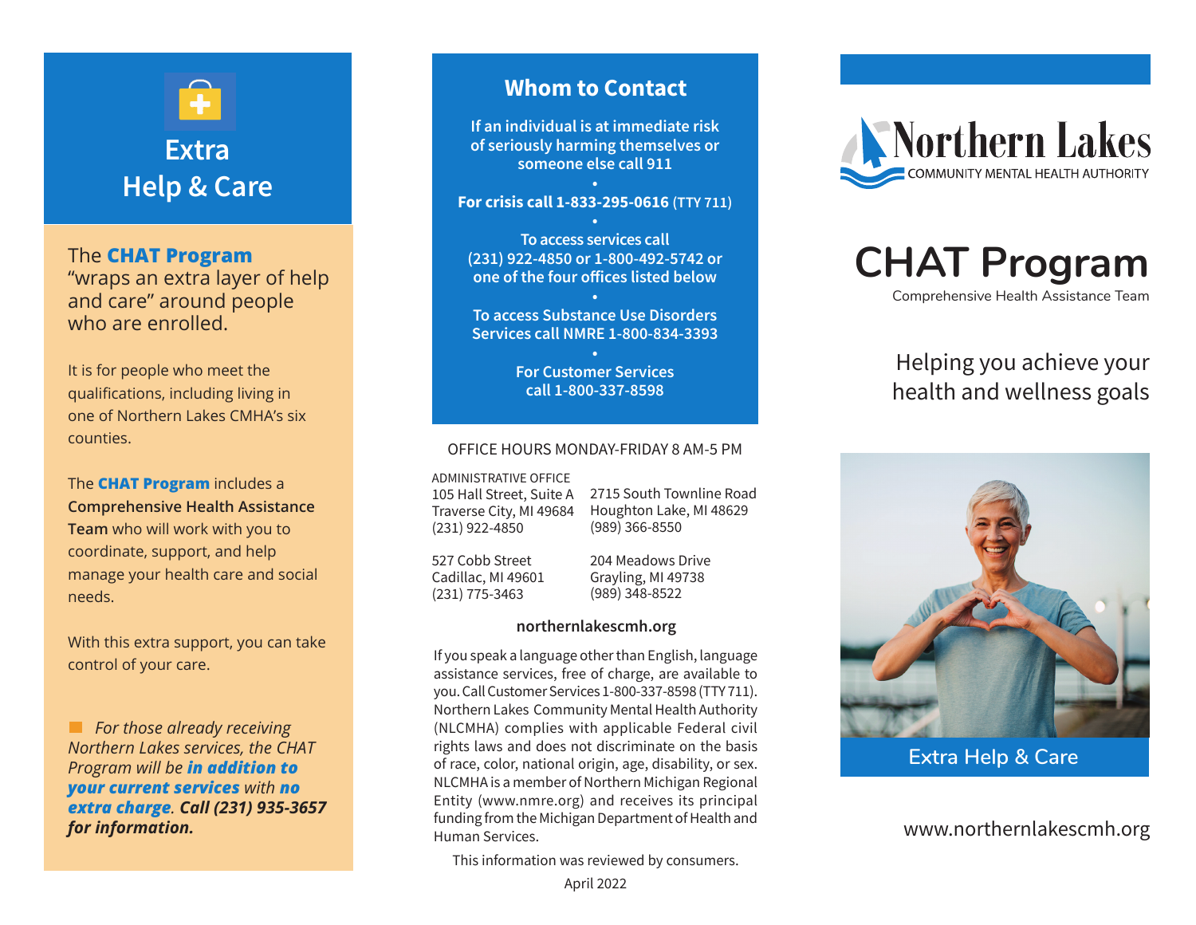# Extra Help & Care

The **CHAT Program** "wraps an extra layer of help and care" around people who are enrolled.

It is for people who meet the qualifications, including living in one of Northern Lakes CMHA's six counties.

The **CHAT Program** includes a **Comprehensive Health Assistance Team** who will work with you to coordinate, support, and help manage your health care and social needs.

With this extra support, you can take control of your care.

*For those already receiving Northern Lakes services, the CHAT Program will be **in addition to your current services** with **no extra charge**. **Call (231) 935-3657 for information.***

## Whom to Contact

**If an individual is at immediate risk of seriously harming themselves or someone else call 911**

•

**For crisis call 1-833-295-0616** (TTY 711)

•

**To access services call (231) 922-4850 or 1-800-492-5742 or one of the four offices listed below**

•

**To access Substance Use Disorders Services call NMRE 1-800-834-3393**

•

**For Customer Services call 1-800-337-8598**

OFFICE HOURS MONDAY-FRIDAY 8 AM-5 PM

ADMINISTRATIVE OFFICE
105 Hall Street, Suite A
Traverse City, MI 49684
(231) 922-4850

2715 South Townline Road
Houghton Lake, MI 48629
(989) 366-8550

527 Cobb Street
Cadillac, MI 49601
(231) 775-3463

204 Meadows Drive
Grayling, MI 49738
(989) 348-8522

**northernlakescmh.org**

If you speak a language other than English, language assistance services, free of charge, are available to you. Call Customer Services 1-800-337-8598 (TTY 711). Northern Lakes Community Mental Health Authority (NLCMHA) complies with applicable Federal civil rights laws and does not discriminate on the basis of race, color, national origin, age, disability, or sex. NLCMHA is a member of Northern Michigan Regional Entity (www.nmre.org) and receives its principal funding from the Michigan Department of Health and Human Services.

This information was reviewed by consumers.

April 2022

Northern Lakes
COMMUNITY MENTAL HEALTH AUTHORITY

# CHAT Program

Comprehensive Health Assistance Team

Helping you achieve your health and wellness goals

Extra Help & Care

www.northernlakescmh.org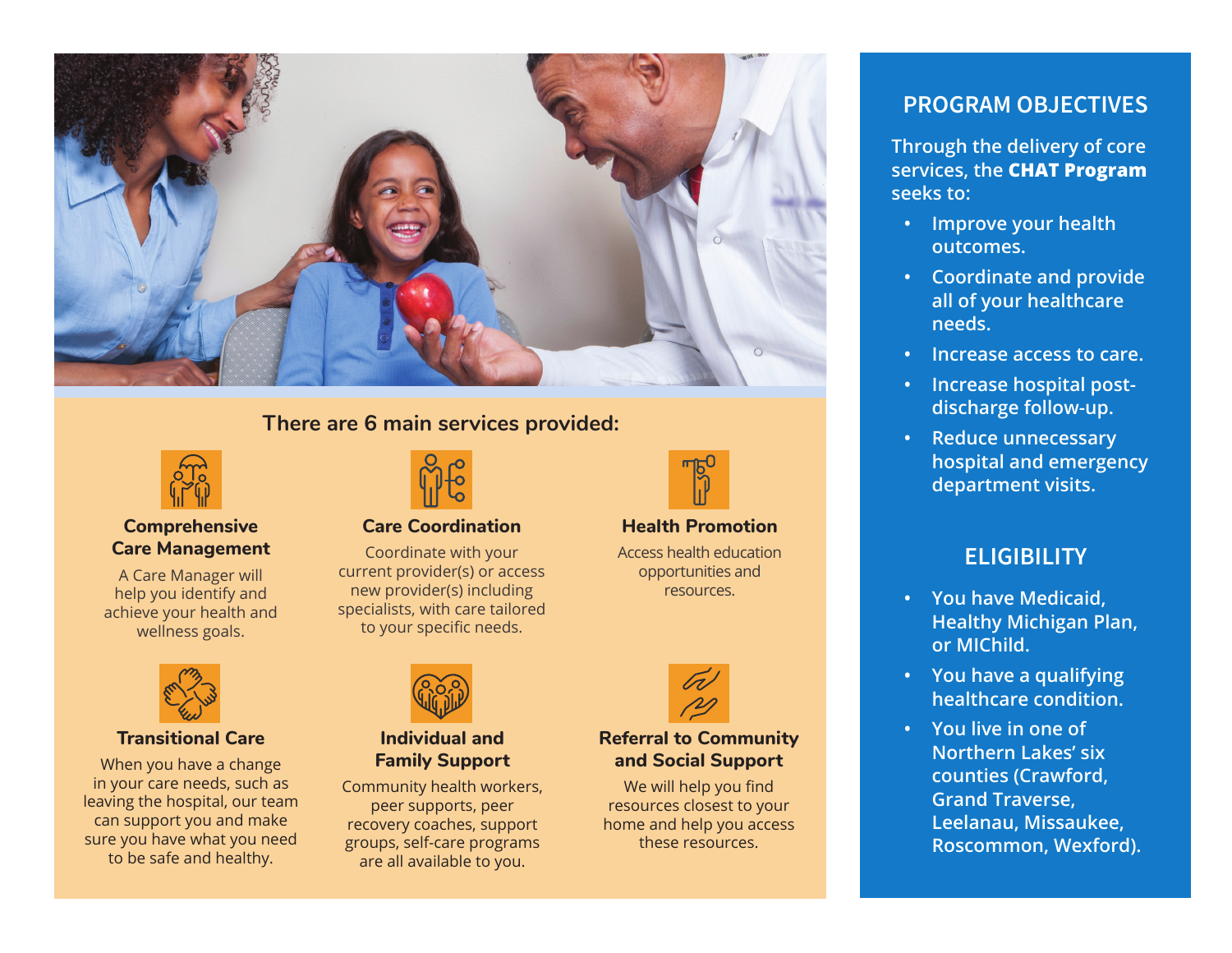There are 6 main services provided:

### Comprehensive Care Management

A Care Manager will help you identify and achieve your health and wellness goals.

### Care Coordination

Coordinate with your current provider(s) or access new provider(s) including specialists, with care tailored to your specific needs.

### Health Promotion

Access health education opportunities and resources.

### Transitional Care

When you have a change in your care needs, such as leaving the hospital, our team can support you and make sure you have what you need to be safe and healthy.

### Individual and Family Support

Community health workers, peer supports, peer recovery coaches, support groups, self-care programs are all available to you.

### Referral to Community and Social Support

We will help you find resources closest to your home and help you access these resources.

## PROGRAM OBJECTIVES

Through the delivery of core services, the **CHAT Program** seeks to:

- Improve your health outcomes.
- Coordinate and provide all of your healthcare needs.
- Increase access to care.
- Increase hospital post-discharge follow-up.
- Reduce unnecessary hospital and emergency department visits.

## ELIGIBILITY

- You have Medicaid, Healthy Michigan Plan, or MIChild.
- You have a qualifying healthcare condition.
- You live in one of Northern Lakes' six counties (Crawford, Grand Traverse, Leelanau, Missaukee, Roscommon, Wexford).